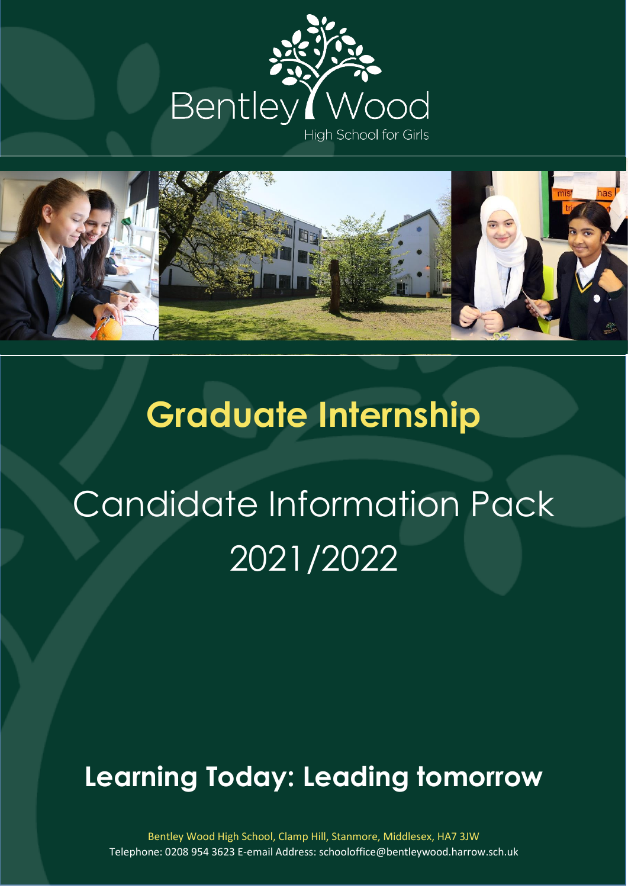Bentley Wood

High School for Girls

# Graduate Internship

## Candidate Information Pack 2021/2022

**Learning Today: Leading tomorrow**

Bentley Wood High School, Clamp Hill, Stanmore, Middlesex, HA7 3JW

Telephone: 0208 954 3623 E-email Address: schooloffice@bentleywood.harrow.sch.uk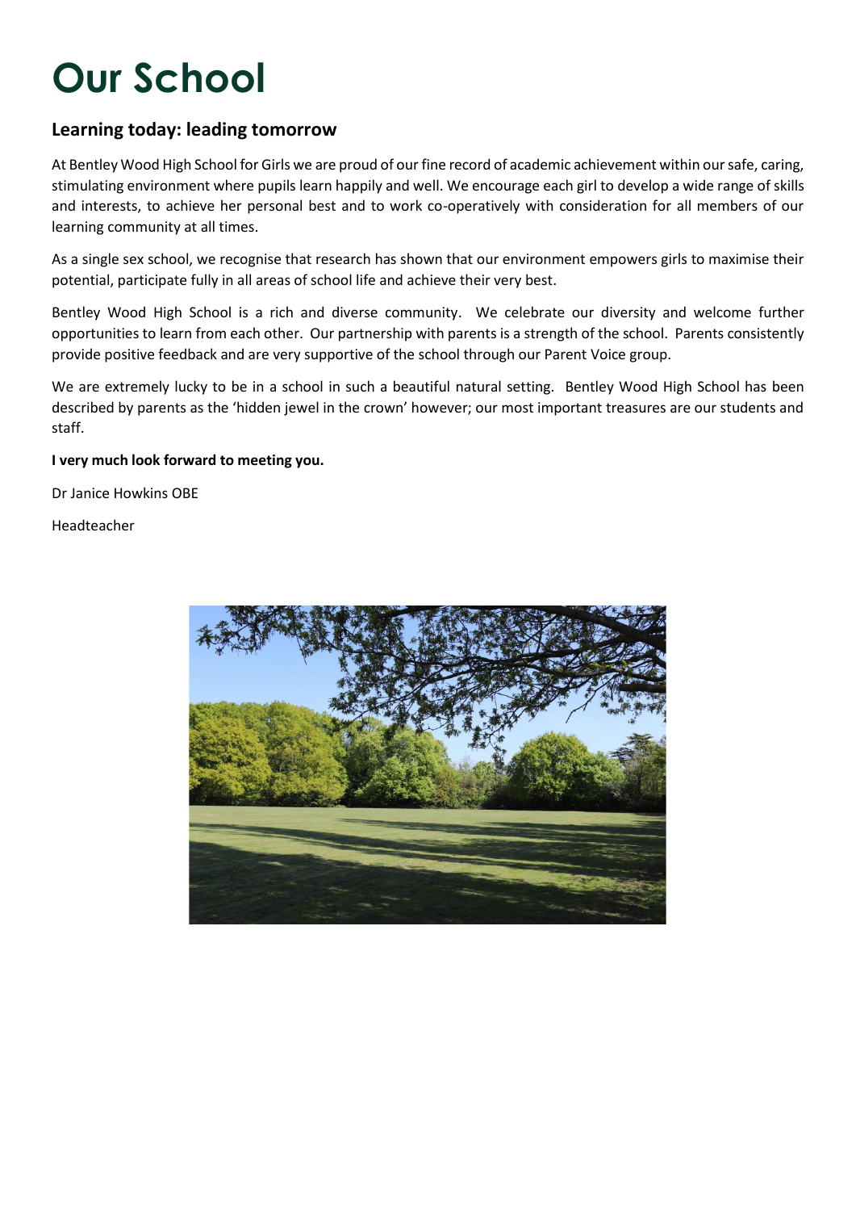# Our School

## Learning today: leading tomorrow

At Bentley Wood High School for Girls we are proud of our fine record of academic achievement within our safe, caring, stimulating environment where pupils learn happily and well. We encourage each girl to develop a wide range of skills and interests, to achieve her personal best and to work co-operatively with consideration for all members of our learning community at all times.

As a single sex school, we recognise that research has shown that our environment empowers girls to maximise their potential, participate fully in all areas of school life and achieve their very best.

Bentley Wood High School is a rich and diverse community. We celebrate our diversity and welcome further opportunities to learn from each other. Our partnership with parents is a strength of the school. Parents consistently provide positive feedback and are very supportive of the school through our Parent Voice group.

We are extremely lucky to be in a school in such a beautiful natural setting. Bentley Wood High School has been described by parents as the 'hidden jewel in the crown' however; our most important treasures are our students and staff.

**I very much look forward to meeting you.**

Dr Janice Howkins OBE

Headteacher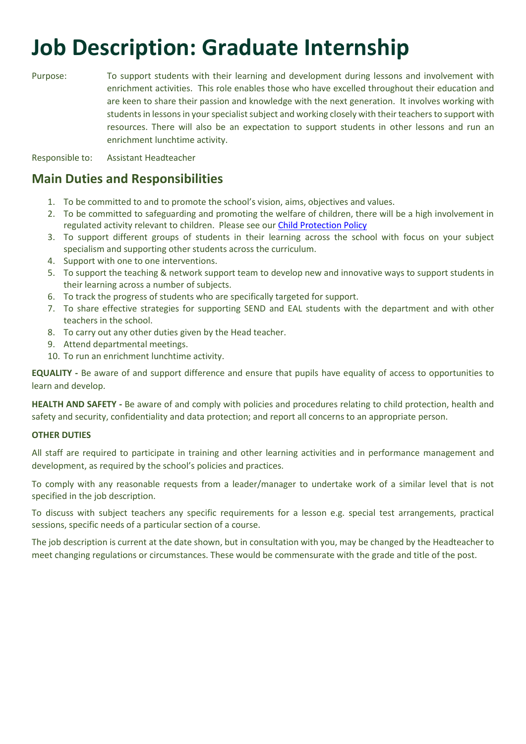# Job Description: Graduate Internship

Purpose: To support students with their learning and development during lessons and involvement with enrichment activities. This role enables those who have excelled throughout their education and are keen to share their passion and knowledge with the next generation. It involves working with students in lessons in your specialist subject and working closely with their teachers to support with resources. There will also be an expectation to support students in other lessons and run an enrichment lunchtime activity.

Responsible to: Assistant Headteacher

## Main Duties and Responsibilities

1. To be committed to and to promote the school's vision, aims, objectives and values.
2. To be committed to safeguarding and promoting the welfare of children, there will be a high involvement in regulated activity relevant to children. Please see our [Child Protection Policy]()
3. To support different groups of students in their learning across the school with focus on your subject specialism and supporting other students across the curriculum.
4. Support with one to one interventions.
5. To support the teaching & network support team to develop new and innovative ways to support students in their learning across a number of subjects.
6. To track the progress of students who are specifically targeted for support.
7. To share effective strategies for supporting SEND and EAL students with the department and with other teachers in the school.
8. To carry out any other duties given by the Head teacher.
9. Attend departmental meetings.
10. To run an enrichment lunchtime activity.

**EQUALITY -** Be aware of and support difference and ensure that pupils have equality of access to opportunities to learn and develop.

**HEALTH AND SAFETY -** Be aware of and comply with policies and procedures relating to child protection, health and safety and security, confidentiality and data protection; and report all concerns to an appropriate person.

**OTHER DUTIES**

All staff are required to participate in training and other learning activities and in performance management and development, as required by the school's policies and practices.

To comply with any reasonable requests from a leader/manager to undertake work of a similar level that is not specified in the job description.

To discuss with subject teachers any specific requirements for a lesson e.g. special test arrangements, practical sessions, specific needs of a particular section of a course.

The job description is current at the date shown, but in consultation with you, may be changed by the Headteacher to meet changing regulations or circumstances. These would be commensurate with the grade and title of the post.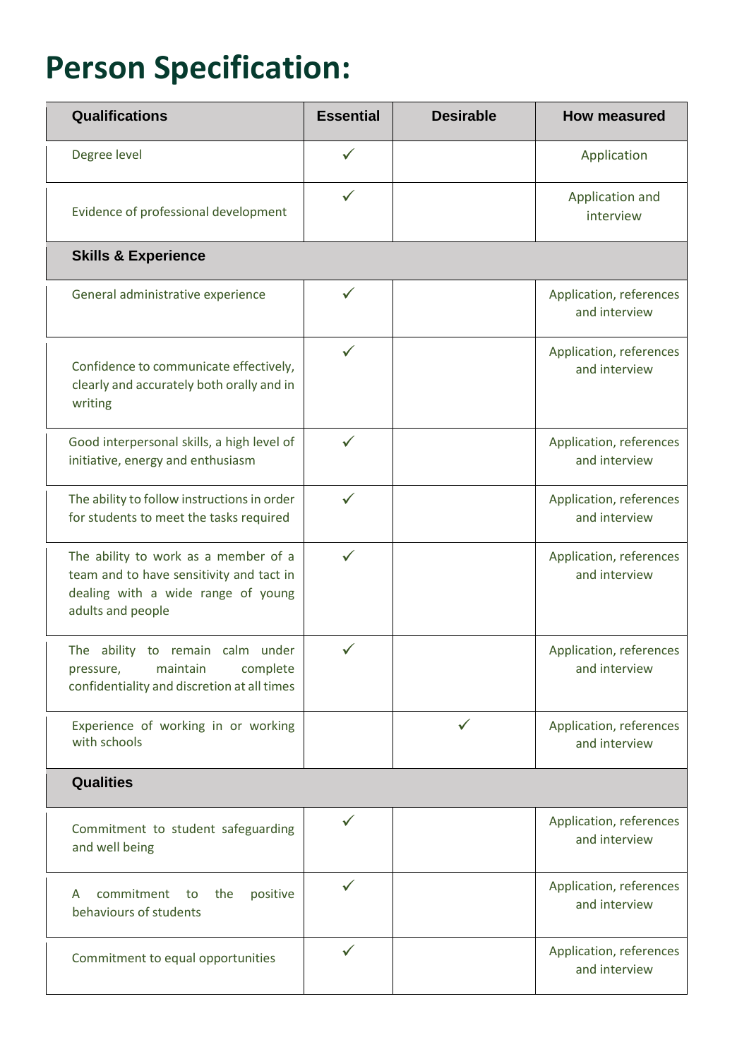# Person Specification:

| Qualifications | Essential | Desirable | How measured |
|---|---|---|---|
| Degree level | ✓ | | Application |
| Evidence of professional development | ✓ | | Application and interview |
| **Skills & Experience** | | | |
| General administrative experience | ✓ | | Application, references and interview |
| Confidence to communicate effectively, clearly and accurately both orally and in writing | ✓ | | Application, references and interview |
| Good interpersonal skills, a high level of initiative, energy and enthusiasm | ✓ | | Application, references and interview |
| The ability to follow instructions in order for students to meet the tasks required | ✓ | | Application, references and interview |
| The ability to work as a member of a team and to have sensitivity and tact in dealing with a wide range of young adults and people | ✓ | | Application, references and interview |
| The ability to remain calm under pressure, maintain complete confidentiality and discretion at all times | ✓ | | Application, references and interview |
| Experience of working in or working with schools | | ✓ | Application, references and interview |
| **Qualities** | | | |
| Commitment to student safeguarding and well being | ✓ | | Application, references and interview |
| A commitment to the positive behaviours of students | ✓ | | Application, references and interview |
| Commitment to equal opportunities | ✓ | | Application, references and interview |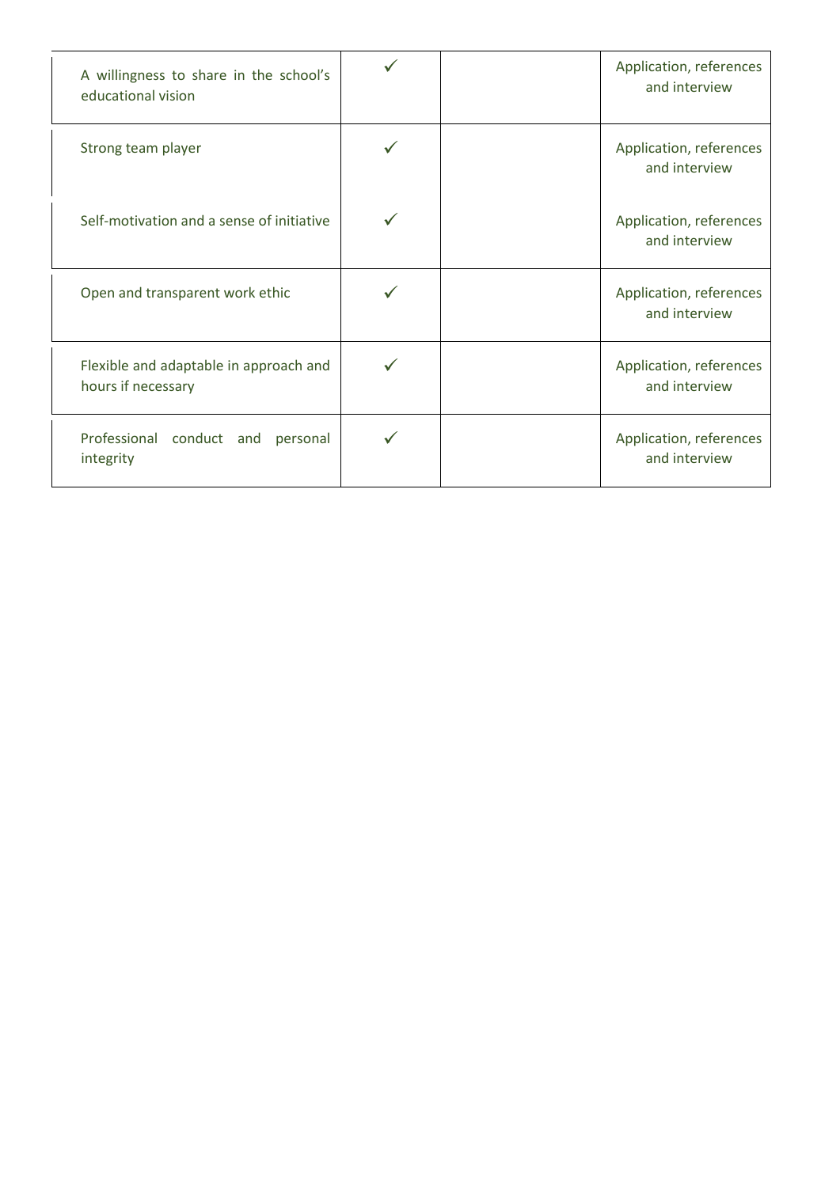| | | | |
|---|---|---|---|
| A willingness to share in the school's educational vision | ✓ | | Application, references and interview |
| Strong team player | ✓ | | Application, references and interview |
| Self-motivation and a sense of initiative | ✓ | | Application, references and interview |
| Open and transparent work ethic | ✓ | | Application, references and interview |
| Flexible and adaptable in approach and hours if necessary | ✓ | | Application, references and interview |
| Professional conduct and personal integrity | ✓ | | Application, references and interview |